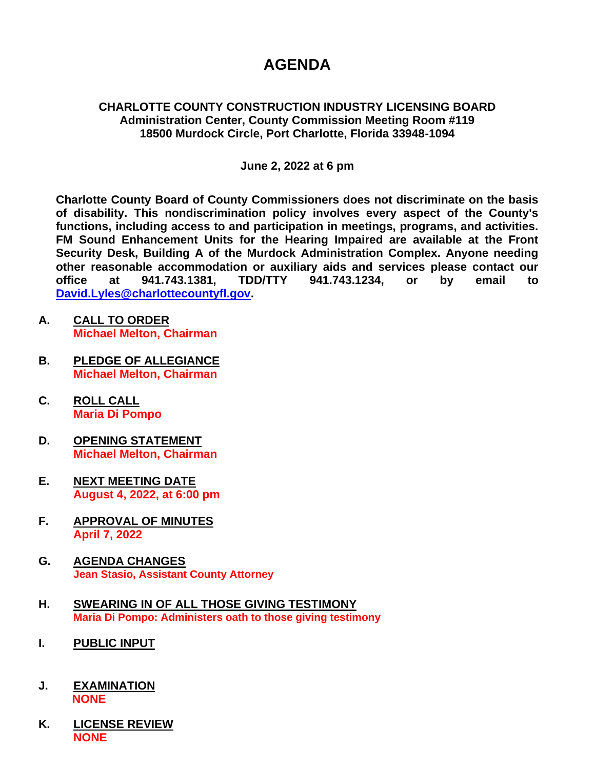# AGENDA

**CHARLOTTE COUNTY CONSTRUCTION INDUSTRY LICENSING BOARD**
**Administration Center, County Commission Meeting Room #119**
**18500 Murdock Circle, Port Charlotte, Florida 33948-1094**

**June 2, 2022 at 6 pm**

**Charlotte County Board of County Commissioners does not discriminate on the basis of disability. This nondiscrimination policy involves every aspect of the County's functions, including access to and participation in meetings, programs, and activities. FM Sound Enhancement Units for the Hearing Impaired are available at the Front Security Desk, Building A of the Murdock Administration Complex. Anyone needing other reasonable accommodation or auxiliary aids and services please contact our office at 941.743.1381, TDD/TTY 941.743.1234, or by email to [David.Lyles@charlottecountyfl.gov](mailto:David.Lyles@charlottecountyfl.gov).**

**A. CALL TO ORDER**
**Michael Melton, Chairman**

**B. PLEDGE OF ALLEGIANCE**
**Michael Melton, Chairman**

**C. ROLL CALL**
**Maria Di Pompo**

**D. OPENING STATEMENT**
**Michael Melton, Chairman**

**E. NEXT MEETING DATE**
**August 4, 2022, at 6:00 pm**

**F. APPROVAL OF MINUTES**
**April 7, 2022**

**G. AGENDA CHANGES**
**Jean Stasio, Assistant County Attorney**

**H. SWEARING IN OF ALL THOSE GIVING TESTIMONY**
**Maria Di Pompo: Administers oath to those giving testimony**

**I. PUBLIC INPUT**

**J. EXAMINATION**
**NONE**

**K. LICENSE REVIEW**
**NONE**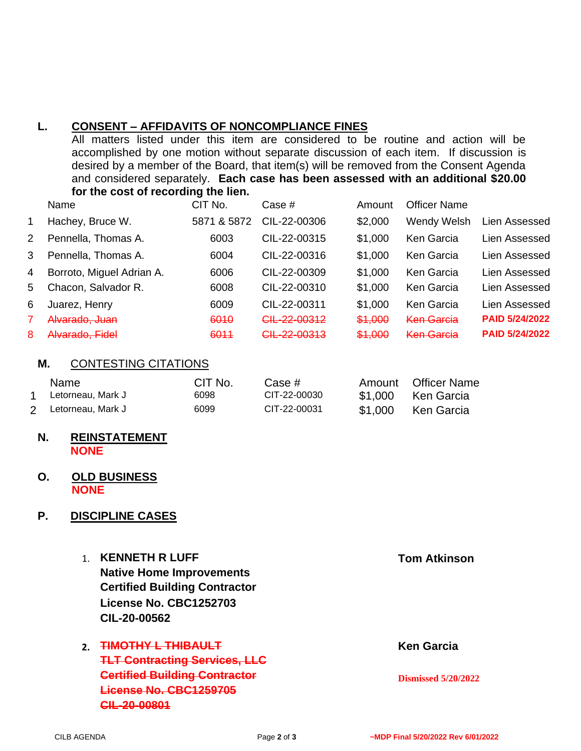## L. CONSENT – AFFIDAVITS OF NONCOMPLIANCE FINES

All matters listed under this item are considered to be routine and action will be accomplished by one motion without separate discussion of each item. If discussion is desired by a member of the Board, that item(s) will be removed from the Consent Agenda and considered separately. **Each case has been assessed with an additional $20.00 for the cost of recording the lien.**

| | Name | CIT No. | Case # | Amount | Officer Name | |
|---|---|---|---|---|---|---|
| 1 | Hachey, Bruce W. | 5871 & 5872 | CIL-22-00306 | $2,000 | Wendy Welsh | Lien Assessed |
| 2 | Pennella, Thomas A. | 6003 | CIL-22-00315 | $1,000 | Ken Garcia | Lien Assessed |
| 3 | Pennella, Thomas A. | 6004 | CIL-22-00316 | $1,000 | Ken Garcia | Lien Assessed |
| 4 | Borroto, Miguel Adrian A. | 6006 | CIL-22-00309 | $1,000 | Ken Garcia | Lien Assessed |
| 5 | Chacon, Salvador R. | 6008 | CIL-22-00310 | $1,000 | Ken Garcia | Lien Assessed |
| 6 | Juarez, Henry | 6009 | CIL-22-00311 | $1,000 | Ken Garcia | Lien Assessed |
| 7 | ~~Alvarado, Juan~~ | ~~6010~~ | ~~CIL-22-00312~~ | ~~$1,000~~ | ~~Ken Garcia~~ | **PAID 5/24/2022** |
| 8 | ~~Alvarado, Fidel~~ | ~~6011~~ | ~~CIL-22-00313~~ | ~~$1,000~~ | ~~Ken Garcia~~ | **PAID 5/24/2022** |

## M. CONTESTING CITATIONS

| | Name | CIT No. | Case # | Amount | Officer Name |
|---|---|---|---|---|---|
| 1 | Letorneau, Mark J | 6098 | CIT-22-00030 | $1,000 | Ken Garcia |
| 2 | Letorneau, Mark J | 6099 | CIT-22-00031 | $1,000 | Ken Garcia |

## N. REINSTATEMENT

**NONE**

## O. OLD BUSINESS

**NONE**

## P. DISCIPLINE CASES

1. **KENNETH R LUFF** — **Tom Atkinson**
   **Native Home Improvements**
   **Certified Building Contractor**
   **License No. CBC1252703**
   **CIL-20-00562**

2. ~~**TIMOTHY L THIBAULT**~~ — **Ken Garcia**
   ~~**TLT Contracting Services, LLC**~~
   ~~**Certified Building Contractor**~~
   ~~**License No. CBC1259705**~~
   ~~**CIL-20-00801**~~
   **Dismissed 5/20/2022**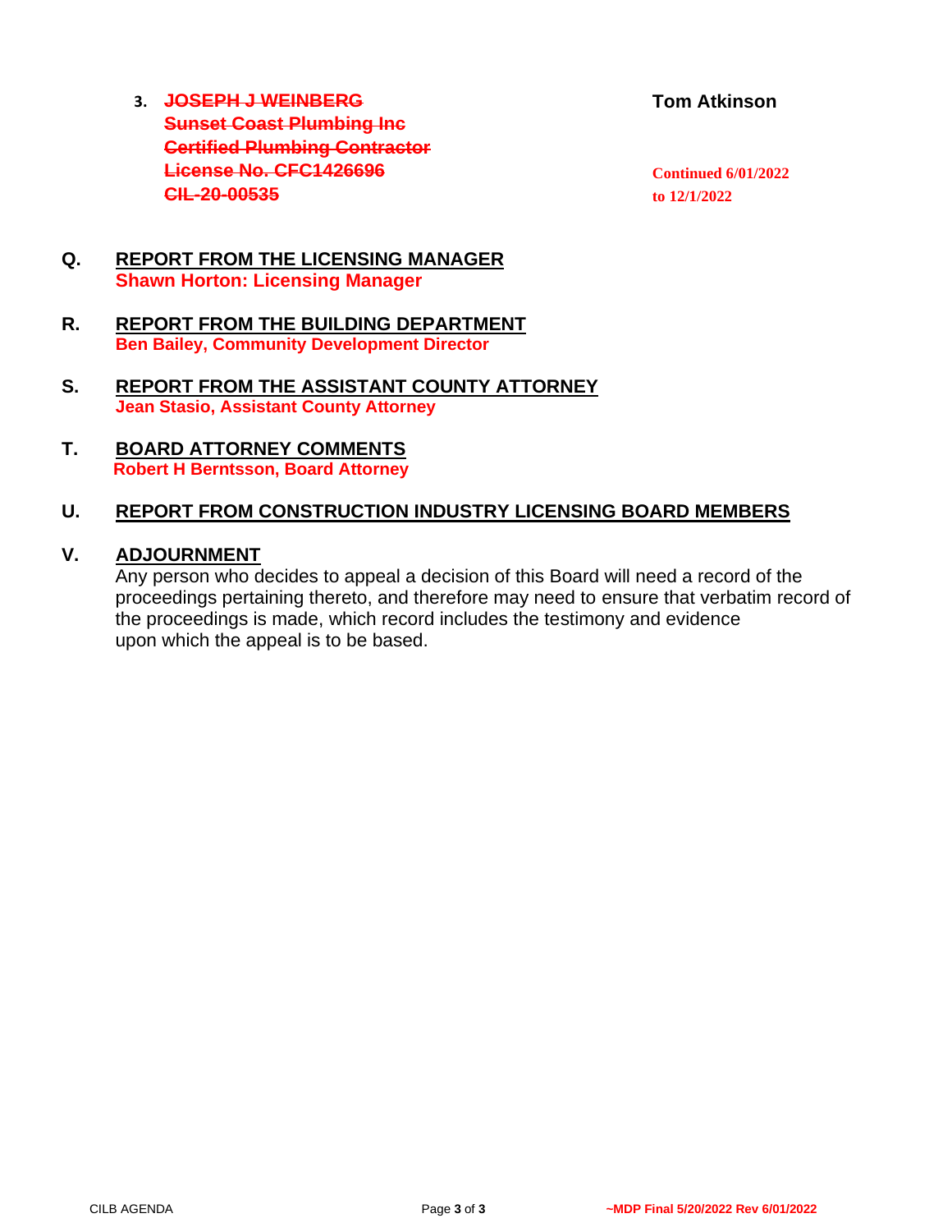3. ~~**JOSEPH J WEINBERG**~~
   ~~**Sunset Coast Plumbing Inc**~~
   ~~**Certified Plumbing Contractor**~~
   ~~**License No. CFC1426696**~~
   ~~**CIL-20-00535**~~

**Tom Atkinson**

**Continued 6/01/2022 to 12/1/2022**

## Q. REPORT FROM THE LICENSING MANAGER

**Shawn Horton: Licensing Manager**

## R. REPORT FROM THE BUILDING DEPARTMENT

**Ben Bailey, Community Development Director**

## S. REPORT FROM THE ASSISTANT COUNTY ATTORNEY

**Jean Stasio, Assistant County Attorney**

## T. BOARD ATTORNEY COMMENTS

**Robert H Berntsson, Board Attorney**

## U. REPORT FROM CONSTRUCTION INDUSTRY LICENSING BOARD MEMBERS

## V. ADJOURNMENT

Any person who decides to appeal a decision of this Board will need a record of the proceedings pertaining thereto, and therefore may need to ensure that verbatim record of the proceedings is made, which record includes the testimony and evidence upon which the appeal is to be based.